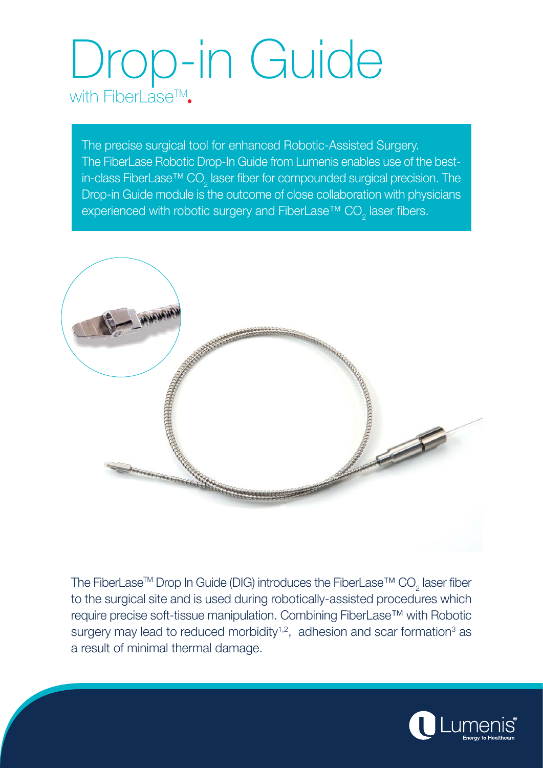# Drop-in Guide

with FiberLase™.

The precise surgical tool for enhanced Robotic-Assisted Surgery. The FiberLase Robotic Drop-In Guide from Lumenis enables use of the best-in-class FiberLase™ $CO_2$ laser fiber for compounded surgical precision. The Drop-in Guide module is the outcome of close collaboration with physicians experienced with robotic surgery and FiberLase™ $CO_2$ laser fibers.

The FiberLase™ Drop In Guide (DIG) introduces the FiberLase™ $CO_2$ laser fiber to the surgical site and is used during robotically-assisted procedures which require precise soft-tissue manipulation. Combining FiberLase™ with Robotic surgery may lead to reduced morbidity[1,2], adhesion and scar formation[3] as a result of minimal thermal damage.

Lumenis® Energy to Healthcare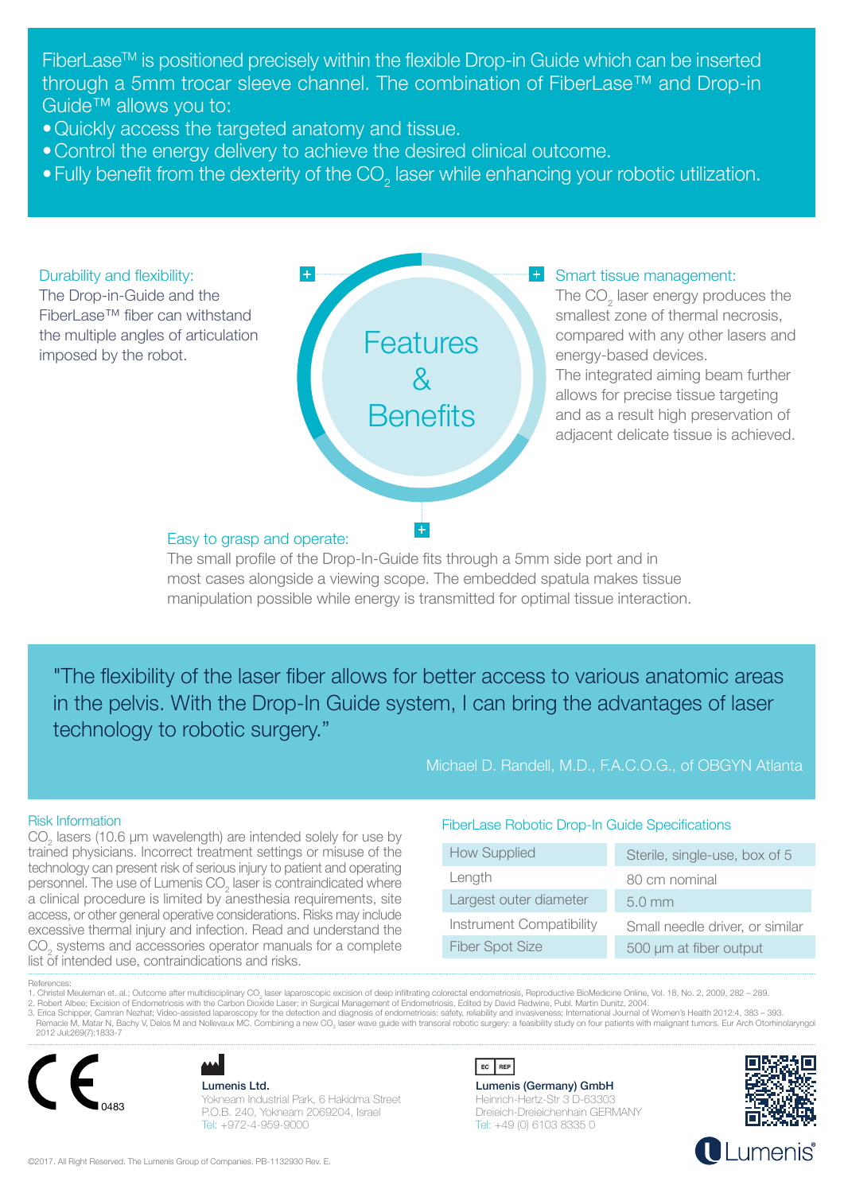FiberLase™ is positioned precisely within the flexible Drop-in Guide which can be inserted through a 5mm trocar sleeve channel. The combination of FiberLase™ and Drop-in Guide™ allows you to:

- Quickly access the targeted anatomy and tissue.
- Control the energy delivery to achieve the desired clinical outcome.
- Fully benefit from the dexterity of the $CO_2$ laser while enhancing your robotic utilization.

## Features & Benefits

### Durability and flexibility:

The Drop-in-Guide and the FiberLase™ fiber can withstand the multiple angles of articulation imposed by the robot.

### Smart tissue management:

The $CO_2$ laser energy produces the smallest zone of thermal necrosis, compared with any other lasers and energy-based devices.
The integrated aiming beam further allows for precise tissue targeting and as a result high preservation of adjacent delicate tissue is achieved.

### Easy to grasp and operate:

The small profile of the Drop-In-Guide fits through a 5mm side port and in most cases alongside a viewing scope. The embedded spatula makes tissue manipulation possible while energy is transmitted for optimal tissue interaction.

> "The flexibility of the laser fiber allows for better access to various anatomic areas in the pelvis. With the Drop-In Guide system, I can bring the advantages of laser technology to robotic surgery."
>
> Michael D. Randell, M.D., F.A.C.O.G., of OBGYN Atlanta

### Risk Information

$CO_2$ lasers (10.6 µm wavelength) are intended solely for use by trained physicians. Incorrect treatment settings or misuse of the technology can present risk of serious injury to patient and operating personnel. The use of Lumenis $CO_2$ laser is contraindicated where a clinical procedure is limited by anesthesia requirements, site access, or other general operative considerations. Risks may include excessive thermal injury and infection. Read and understand the $CO_2$ systems and accessories operator manuals for a complete list of intended use, contraindications and risks.

### FiberLase Robotic Drop-In Guide Specifications

| | |
|---|---|
| How Supplied | Sterile, single-use, box of 5 |
| Length | 80 cm nominal |
| Largest outer diameter | 5.0 mm |
| Instrument Compatibility | Small needle driver, or similar |
| Fiber Spot Size | 500 µm at fiber output |

References:
1. Christel Meuleman et. al.; Outcome after multidisciplinary $CO_2$ laser laparoscopic excision of deep infiltrating colorectal endometriosis, Reproductive BioMedicine Online, Vol. 18, No. 2, 2009, 282 – 289.
2. Robert Albee; Excision of Endometriosis with the Carbon Dioxide Laser; in Surgical Management of Endometriosis, Edited by David Redwine, Publ. Martin Dunitz, 2004.
3. Erica Schipper, Camran Nezhat; Video-assisted laparoscopy for the detection and diagnosis of endometriosis: safety, reliability and invasiveness; International Journal of Women's Health 2012:4, 383 – 393.
Remacle M, Matar N, Bachy V, Delos M and Nollevaux MC. Combining a new $CO_2$ laser wave guide with transoral robotic surgery: a feasibility study on four patients with malignant tumors. Eur Arch Otorhinolaryngol 2012 Jul;269(7):1833-7

CE 0483

**Lumenis Ltd.**
Yokneam Industrial Park, 6 Hakidma Street
P.O.B. 240, Yokneam 2069204, Israel
Tel: +972-4-959-9000

EC REP
**Lumenis (Germany) GmbH**
Heinrich-Hertz-Str 3 D-63303
Dreieich-Dreieichenhain GERMANY
Tel: +49 (0) 6103 8335 0

Lumenis®

©2017. All Right Reserved. The Lumenis Group of Companies. PB-1132930 Rev. E.